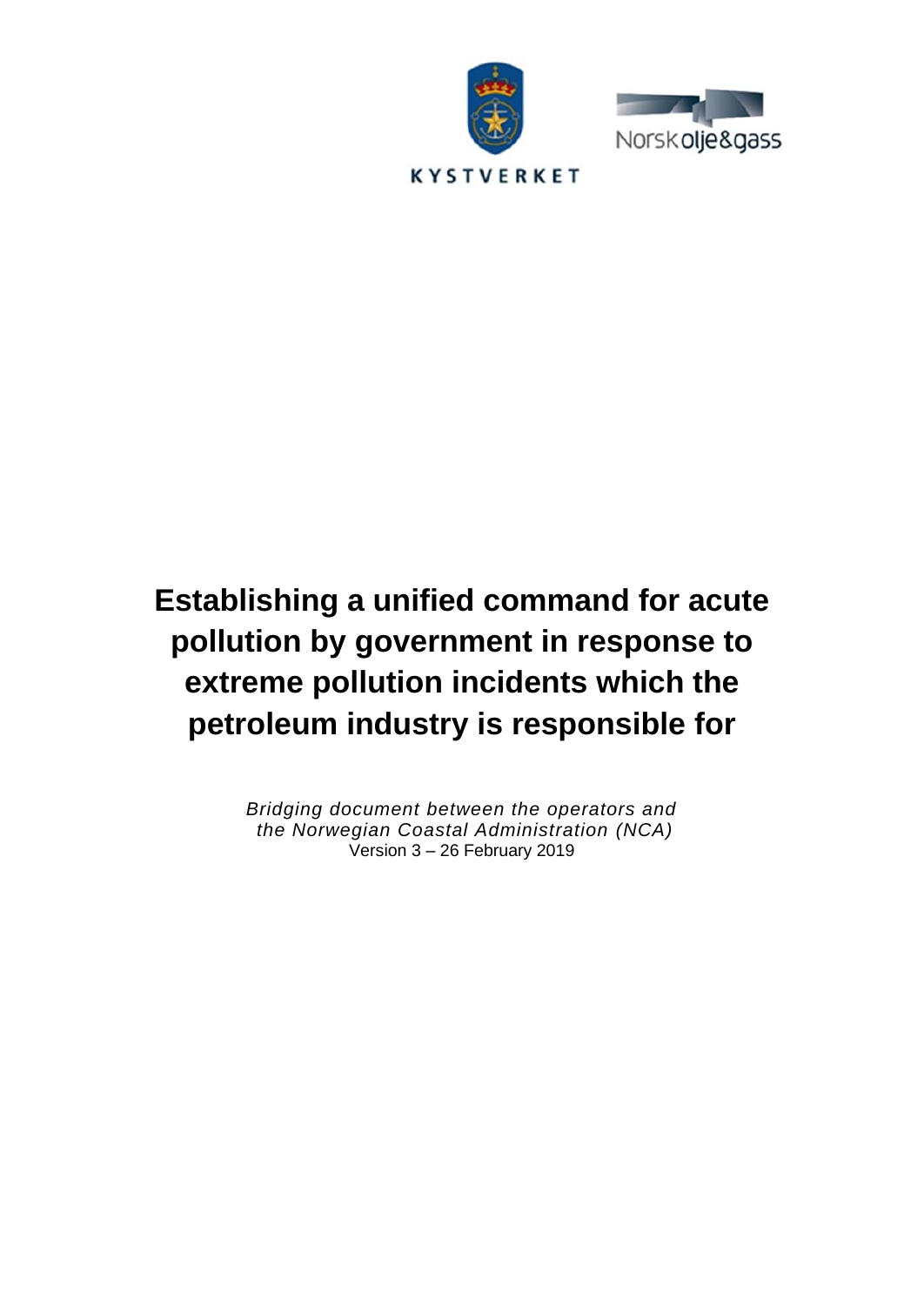KYSTVERKET

Norsk olje&gass

# Establishing a unified command for acute pollution by government in response to extreme pollution incidents which the petroleum industry is responsible for

*Bridging document between the operators and the Norwegian Coastal Administration (NCA)*

Version 3 – 26 February 2019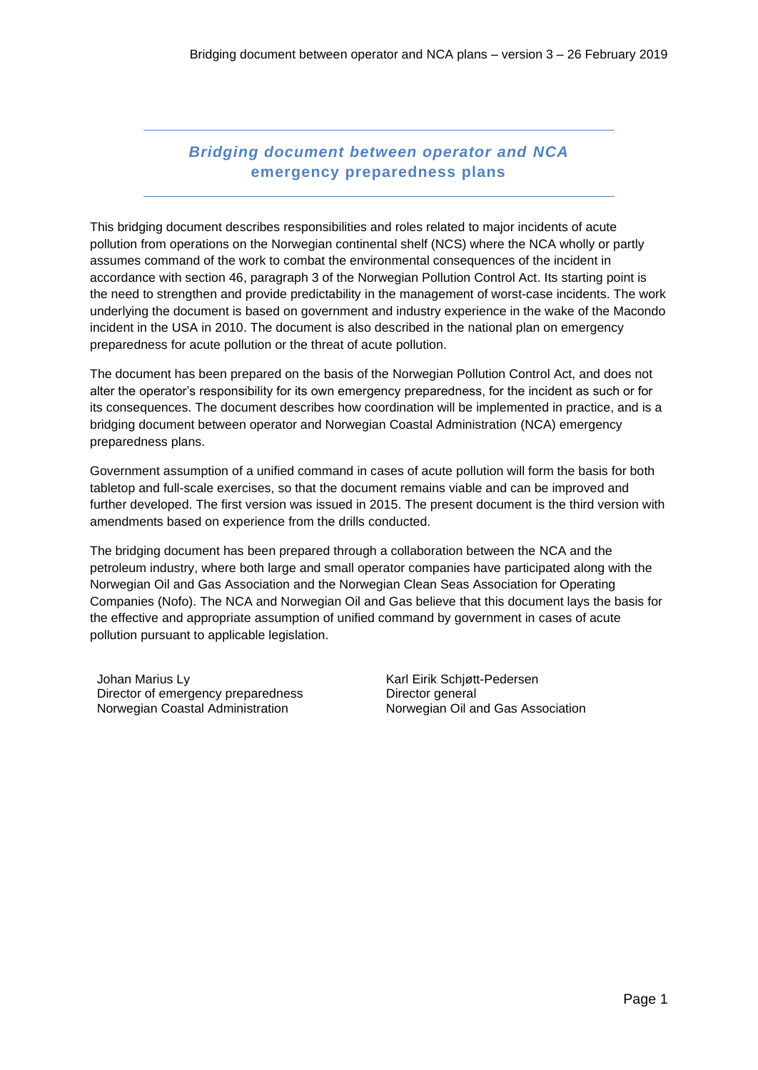## *Bridging document between operator and NCA* **emergency preparedness plans**

This bridging document describes responsibilities and roles related to major incidents of acute pollution from operations on the Norwegian continental shelf (NCS) where the NCA wholly or partly assumes command of the work to combat the environmental consequences of the incident in accordance with section 46, paragraph 3 of the Norwegian Pollution Control Act. Its starting point is the need to strengthen and provide predictability in the management of worst-case incidents. The work underlying the document is based on government and industry experience in the wake of the Macondo incident in the USA in 2010. The document is also described in the national plan on emergency preparedness for acute pollution or the threat of acute pollution.

The document has been prepared on the basis of the Norwegian Pollution Control Act, and does not alter the operator's responsibility for its own emergency preparedness, for the incident as such or for its consequences. The document describes how coordination will be implemented in practice, and is a bridging document between operator and Norwegian Coastal Administration (NCA) emergency preparedness plans.

Government assumption of a unified command in cases of acute pollution will form the basis for both tabletop and full-scale exercises, so that the document remains viable and can be improved and further developed. The first version was issued in 2015. The present document is the third version with amendments based on experience from the drills conducted.

The bridging document has been prepared through a collaboration between the NCA and the petroleum industry, where both large and small operator companies have participated along with the Norwegian Oil and Gas Association and the Norwegian Clean Seas Association for Operating Companies (Nofo). The NCA and Norwegian Oil and Gas believe that this document lays the basis for the effective and appropriate assumption of unified command by government in cases of acute pollution pursuant to applicable legislation.

Johan Marius Ly
Director of emergency preparedness
Norwegian Coastal Administration

Karl Eirik Schjøtt-Pedersen
Director general
Norwegian Oil and Gas Association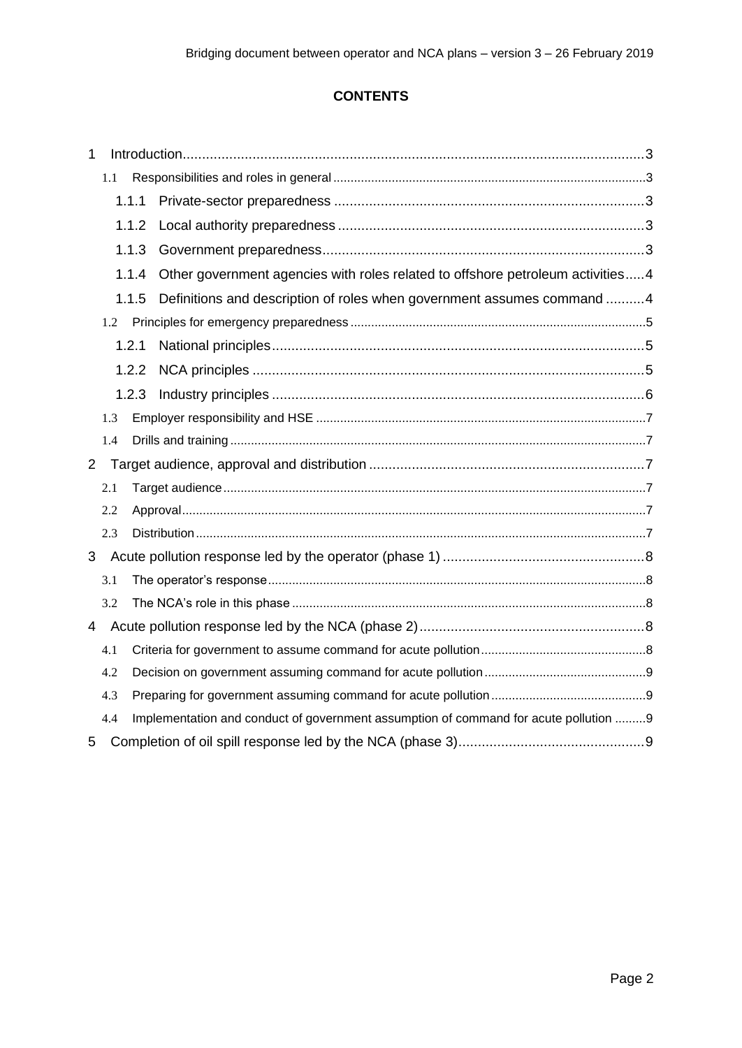**CONTENTS**

1 Introduction ... 3
 1.1 Responsibilities and roles in general ... 3
  1.1.1 Private-sector preparedness ... 3
  1.1.2 Local authority preparedness ... 3
  1.1.3 Government preparedness ... 3
  1.1.4 Other government agencies with roles related to offshore petroleum activities ... 4
  1.1.5 Definitions and description of roles when government assumes command ... 4
 1.2 Principles for emergency preparedness ... 5
  1.2.1 National principles ... 5
  1.2.2 NCA principles ... 5
  1.2.3 Industry principles ... 6
 1.3 Employer responsibility and HSE ... 7
 1.4 Drills and training ... 7
2 Target audience, approval and distribution ... 7
 2.1 Target audience ... 7
 2.2 Approval ... 7
 2.3 Distribution ... 7
3 Acute pollution response led by the operator (phase 1) ... 8
 3.1 The operator's response ... 8
 3.2 The NCA's role in this phase ... 8
4 Acute pollution response led by the NCA (phase 2) ... 8
 4.1 Criteria for government to assume command for acute pollution ... 8
 4.2 Decision on government assuming command for acute pollution ... 9
 4.3 Preparing for government assuming command for acute pollution ... 9
 4.4 Implementation and conduct of government assumption of command for acute pollution ... 9
5 Completion of oil spill response led by the NCA (phase 3) ... 9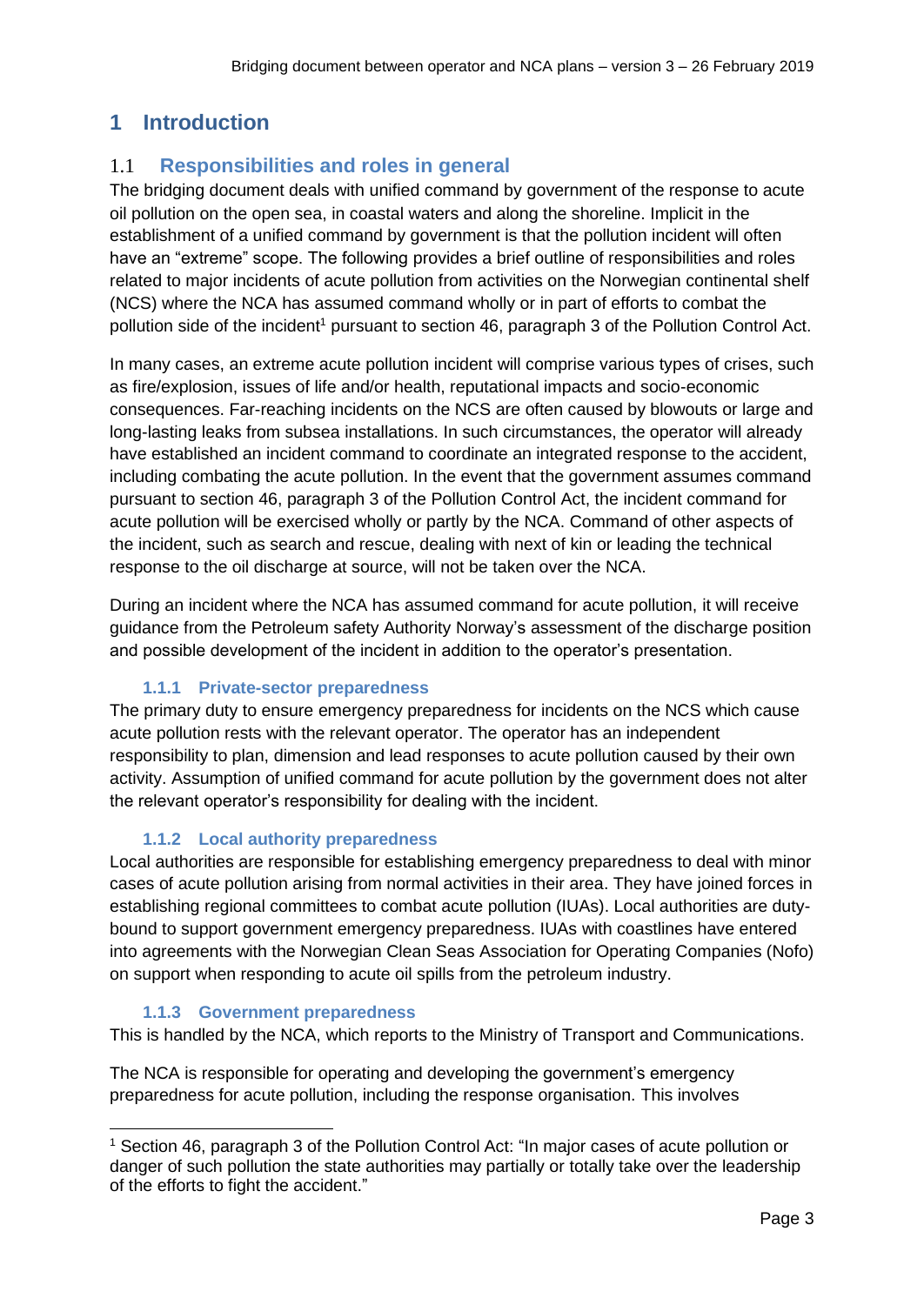# 1 Introduction

## 1.1 Responsibilities and roles in general

The bridging document deals with unified command by government of the response to acute oil pollution on the open sea, in coastal waters and along the shoreline. Implicit in the establishment of a unified command by government is that the pollution incident will often have an "extreme" scope. The following provides a brief outline of responsibilities and roles related to major incidents of acute pollution from activities on the Norwegian continental shelf (NCS) where the NCA has assumed command wholly or in part of efforts to combat the pollution side of the incident[1] pursuant to section 46, paragraph 3 of the Pollution Control Act.

In many cases, an extreme acute pollution incident will comprise various types of crises, such as fire/explosion, issues of life and/or health, reputational impacts and socio-economic consequences. Far-reaching incidents on the NCS are often caused by blowouts or large and long-lasting leaks from subsea installations. In such circumstances, the operator will already have established an incident command to coordinate an integrated response to the accident, including combating the acute pollution. In the event that the government assumes command pursuant to section 46, paragraph 3 of the Pollution Control Act, the incident command for acute pollution will be exercised wholly or partly by the NCA. Command of other aspects of the incident, such as search and rescue, dealing with next of kin or leading the technical response to the oil discharge at source, will not be taken over the NCA.

During an incident where the NCA has assumed command for acute pollution, it will receive guidance from the Petroleum safety Authority Norway's assessment of the discharge position and possible development of the incident in addition to the operator's presentation.

### 1.1.1 Private-sector preparedness

The primary duty to ensure emergency preparedness for incidents on the NCS which cause acute pollution rests with the relevant operator. The operator has an independent responsibility to plan, dimension and lead responses to acute pollution caused by their own activity. Assumption of unified command for acute pollution by the government does not alter the relevant operator's responsibility for dealing with the incident.

### 1.1.2 Local authority preparedness

Local authorities are responsible for establishing emergency preparedness to deal with minor cases of acute pollution arising from normal activities in their area. They have joined forces in establishing regional committees to combat acute pollution (IUAs). Local authorities are duty-bound to support government emergency preparedness. IUAs with coastlines have entered into agreements with the Norwegian Clean Seas Association for Operating Companies (Nofo) on support when responding to acute oil spills from the petroleum industry.

### 1.1.3 Government preparedness

This is handled by the NCA, which reports to the Ministry of Transport and Communications.

The NCA is responsible for operating and developing the government's emergency preparedness for acute pollution, including the response organisation. This involves

---

[1] Section 46, paragraph 3 of the Pollution Control Act: "In major cases of acute pollution or danger of such pollution the state authorities may partially or totally take over the leadership of the efforts to fight the accident."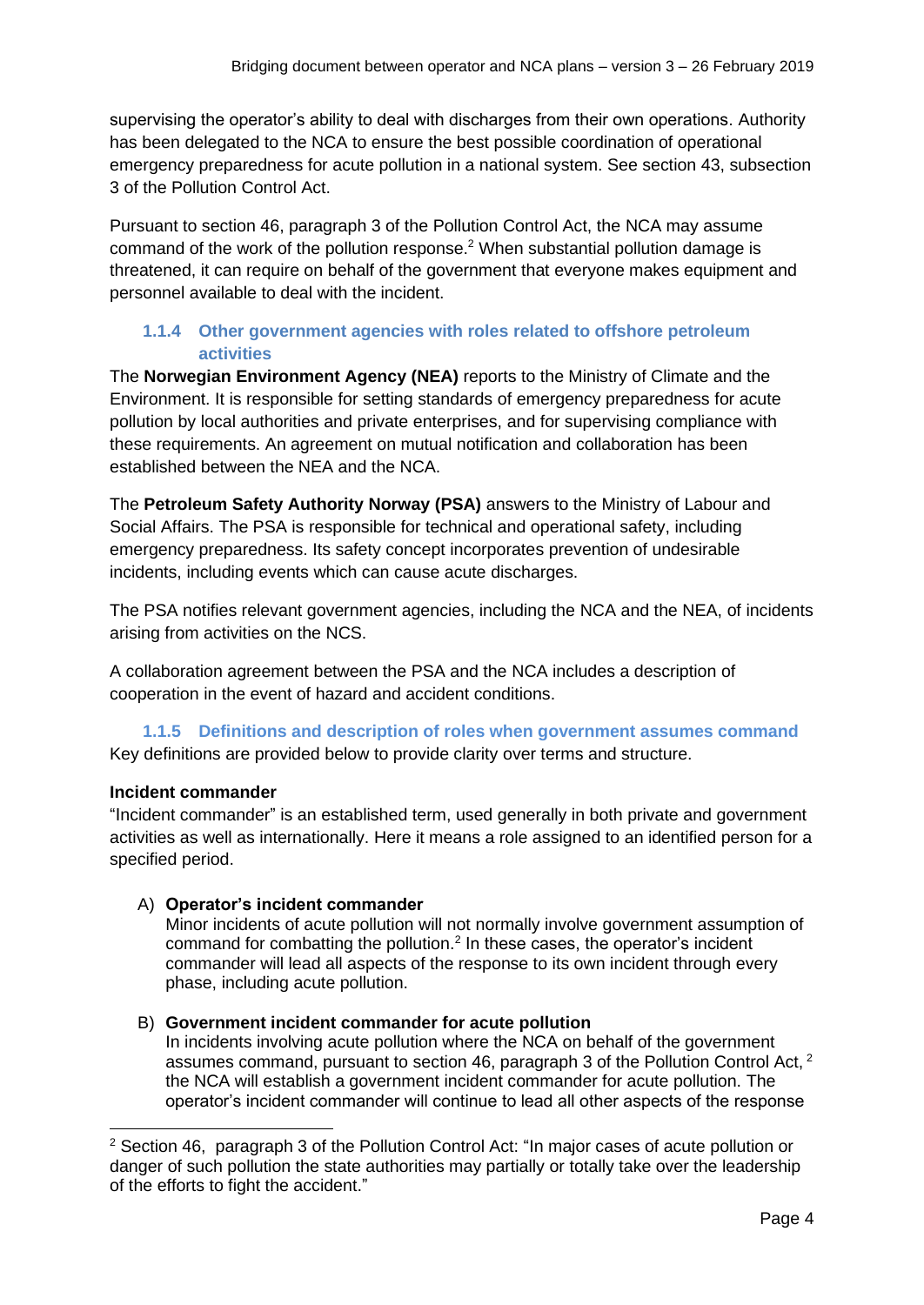supervising the operator's ability to deal with discharges from their own operations. Authority has been delegated to the NCA to ensure the best possible coordination of operational emergency preparedness for acute pollution in a national system. See section 43, subsection 3 of the Pollution Control Act.

Pursuant to section 46, paragraph 3 of the Pollution Control Act, the NCA may assume command of the work of the pollution response.[2] When substantial pollution damage is threatened, it can require on behalf of the government that everyone makes equipment and personnel available to deal with the incident.

### 1.1.4 Other government agencies with roles related to offshore petroleum activities

The **Norwegian Environment Agency (NEA)** reports to the Ministry of Climate and the Environment. It is responsible for setting standards of emergency preparedness for acute pollution by local authorities and private enterprises, and for supervising compliance with these requirements. An agreement on mutual notification and collaboration has been established between the NEA and the NCA.

The **Petroleum Safety Authority Norway (PSA)** answers to the Ministry of Labour and Social Affairs. The PSA is responsible for technical and operational safety, including emergency preparedness. Its safety concept incorporates prevention of undesirable incidents, including events which can cause acute discharges.

The PSA notifies relevant government agencies, including the NCA and the NEA, of incidents arising from activities on the NCS.

A collaboration agreement between the PSA and the NCA includes a description of cooperation in the event of hazard and accident conditions.

### 1.1.5 Definitions and description of roles when government assumes command

Key definitions are provided below to provide clarity over terms and structure.

**Incident commander**

"Incident commander" is an established term, used generally in both private and government activities as well as internationally. Here it means a role assigned to an identified person for a specified period.

A) **Operator's incident commander**
Minor incidents of acute pollution will not normally involve government assumption of command for combatting the pollution.[2] In these cases, the operator's incident commander will lead all aspects of the response to its own incident through every phase, including acute pollution.

B) **Government incident commander for acute pollution**
In incidents involving acute pollution where the NCA on behalf of the government assumes command, pursuant to section 46, paragraph 3 of the Pollution Control Act, [2] the NCA will establish a government incident commander for acute pollution. The operator's incident commander will continue to lead all other aspects of the response

[2] Section 46, paragraph 3 of the Pollution Control Act: "In major cases of acute pollution or danger of such pollution the state authorities may partially or totally take over the leadership of the efforts to fight the accident."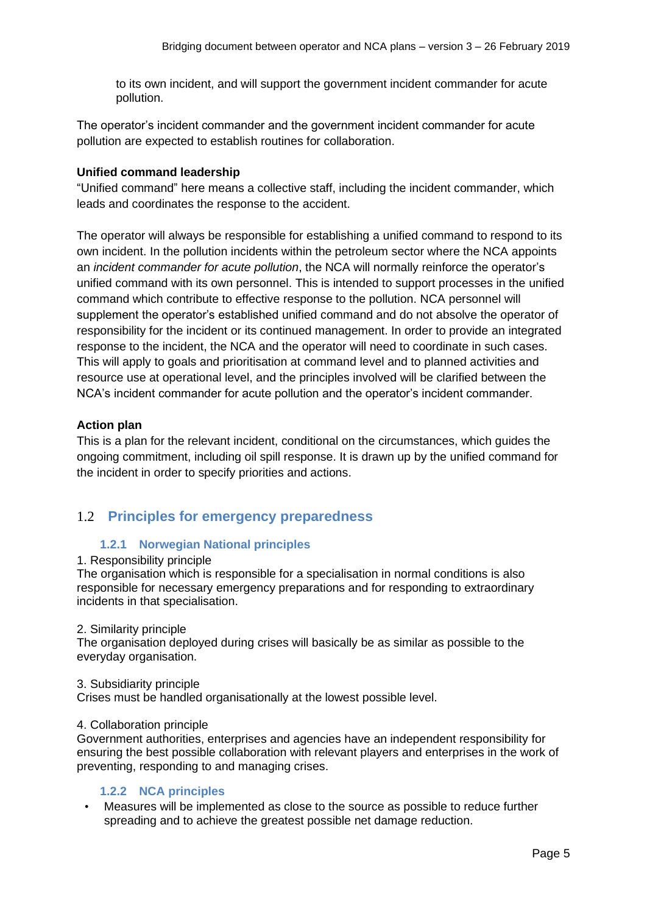to its own incident, and will support the government incident commander for acute pollution.

The operator's incident commander and the government incident commander for acute pollution are expected to establish routines for collaboration.

**Unified command leadership**

"Unified command" here means a collective staff, including the incident commander, which leads and coordinates the response to the accident.

The operator will always be responsible for establishing a unified command to respond to its own incident. In the pollution incidents within the petroleum sector where the NCA appoints an *incident commander for acute pollution*, the NCA will normally reinforce the operator's unified command with its own personnel. This is intended to support processes in the unified command which contribute to effective response to the pollution. NCA personnel will supplement the operator's established unified command and do not absolve the operator of responsibility for the incident or its continued management. In order to provide an integrated response to the incident, the NCA and the operator will need to coordinate in such cases. This will apply to goals and prioritisation at command level and to planned activities and resource use at operational level, and the principles involved will be clarified between the NCA's incident commander for acute pollution and the operator's incident commander.

**Action plan**

This is a plan for the relevant incident, conditional on the circumstances, which guides the ongoing commitment, including oil spill response. It is drawn up by the unified command for the incident in order to specify priorities and actions.

## 1.2 Principles for emergency preparedness

### 1.2.1 Norwegian National principles

1. Responsibility principle
The organisation which is responsible for a specialisation in normal conditions is also responsible for necessary emergency preparations and for responding to extraordinary incidents in that specialisation.

2. Similarity principle
The organisation deployed during crises will basically be as similar as possible to the everyday organisation.

3. Subsidiarity principle
Crises must be handled organisationally at the lowest possible level.

4. Collaboration principle
Government authorities, enterprises and agencies have an independent responsibility for ensuring the best possible collaboration with relevant players and enterprises in the work of preventing, responding to and managing crises.

### 1.2.2 NCA principles

- Measures will be implemented as close to the source as possible to reduce further spreading and to achieve the greatest possible net damage reduction.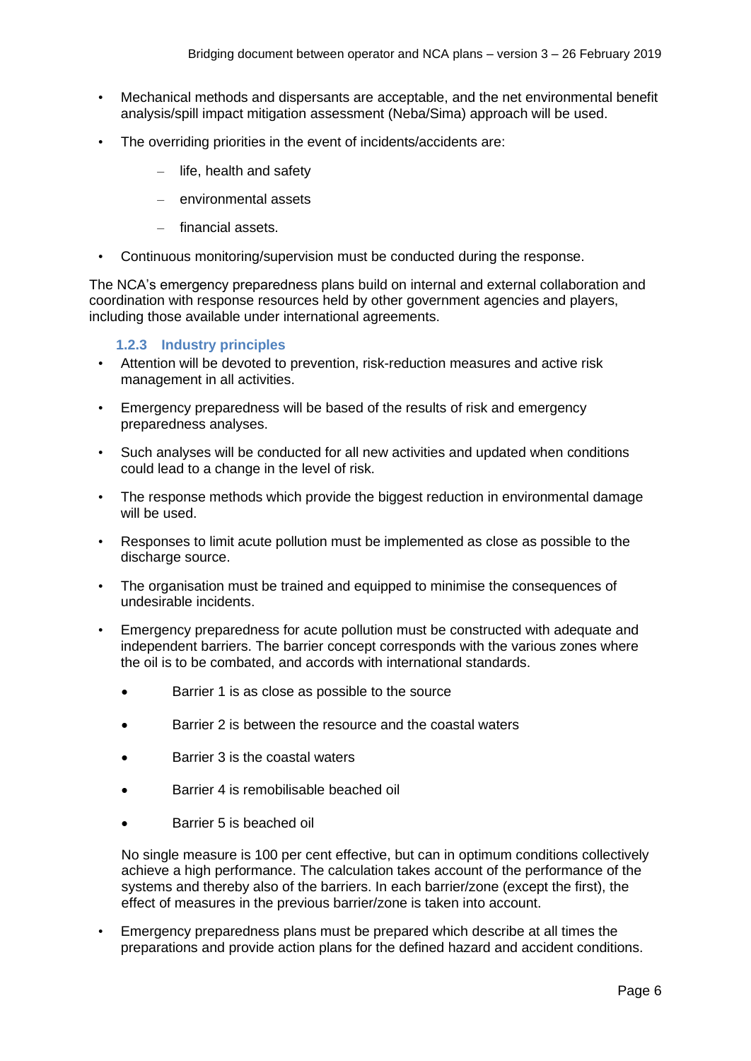- Mechanical methods and dispersants are acceptable, and the net environmental benefit analysis/spill impact mitigation assessment (Neba/Sima) approach will be used.
- The overriding priorities in the event of incidents/accidents are:
  - life, health and safety
  - environmental assets
  - financial assets.
- Continuous monitoring/supervision must be conducted during the response.

The NCA's emergency preparedness plans build on internal and external collaboration and coordination with response resources held by other government agencies and players, including those available under international agreements.

### 1.2.3 Industry principles

- Attention will be devoted to prevention, risk-reduction measures and active risk management in all activities.
- Emergency preparedness will be based of the results of risk and emergency preparedness analyses.
- Such analyses will be conducted for all new activities and updated when conditions could lead to a change in the level of risk.
- The response methods which provide the biggest reduction in environmental damage will be used.
- Responses to limit acute pollution must be implemented as close as possible to the discharge source.
- The organisation must be trained and equipped to minimise the consequences of undesirable incidents.
- Emergency preparedness for acute pollution must be constructed with adequate and independent barriers. The barrier concept corresponds with the various zones where the oil is to be combated, and accords with international standards.
  - Barrier 1 is as close as possible to the source
  - Barrier 2 is between the resource and the coastal waters
  - Barrier 3 is the coastal waters
  - Barrier 4 is remobilisable beached oil
  - Barrier 5 is beached oil

  No single measure is 100 per cent effective, but can in optimum conditions collectively achieve a high performance. The calculation takes account of the performance of the systems and thereby also of the barriers. In each barrier/zone (except the first), the effect of measures in the previous barrier/zone is taken into account.
- Emergency preparedness plans must be prepared which describe at all times the preparations and provide action plans for the defined hazard and accident conditions.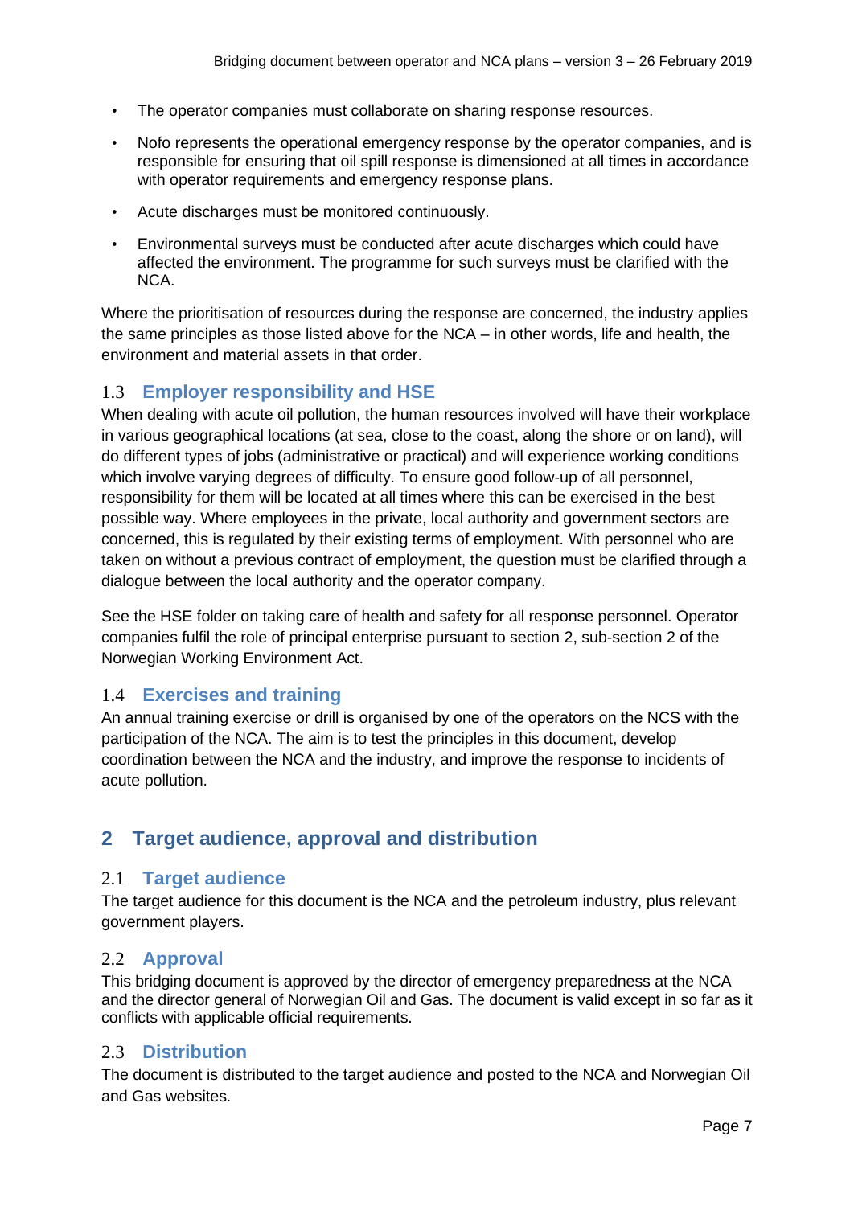- The operator companies must collaborate on sharing response resources.
- Nofo represents the operational emergency response by the operator companies, and is responsible for ensuring that oil spill response is dimensioned at all times in accordance with operator requirements and emergency response plans.
- Acute discharges must be monitored continuously.
- Environmental surveys must be conducted after acute discharges which could have affected the environment. The programme for such surveys must be clarified with the NCA.

Where the prioritisation of resources during the response are concerned, the industry applies the same principles as those listed above for the NCA – in other words, life and health, the environment and material assets in that order.

### 1.3 Employer responsibility and HSE

When dealing with acute oil pollution, the human resources involved will have their workplace in various geographical locations (at sea, close to the coast, along the shore or on land), will do different types of jobs (administrative or practical) and will experience working conditions which involve varying degrees of difficulty. To ensure good follow-up of all personnel, responsibility for them will be located at all times where this can be exercised in the best possible way. Where employees in the private, local authority and government sectors are concerned, this is regulated by their existing terms of employment. With personnel who are taken on without a previous contract of employment, the question must be clarified through a dialogue between the local authority and the operator company.

See the HSE folder on taking care of health and safety for all response personnel. Operator companies fulfil the role of principal enterprise pursuant to section 2, sub-section 2 of the Norwegian Working Environment Act.

### 1.4 Exercises and training

An annual training exercise or drill is organised by one of the operators on the NCS with the participation of the NCA. The aim is to test the principles in this document, develop coordination between the NCA and the industry, and improve the response to incidents of acute pollution.

## 2 Target audience, approval and distribution

### 2.1 Target audience

The target audience for this document is the NCA and the petroleum industry, plus relevant government players.

### 2.2 Approval

This bridging document is approved by the director of emergency preparedness at the NCA and the director general of Norwegian Oil and Gas. The document is valid except in so far as it conflicts with applicable official requirements.

### 2.3 Distribution

The document is distributed to the target audience and posted to the NCA and Norwegian Oil and Gas websites.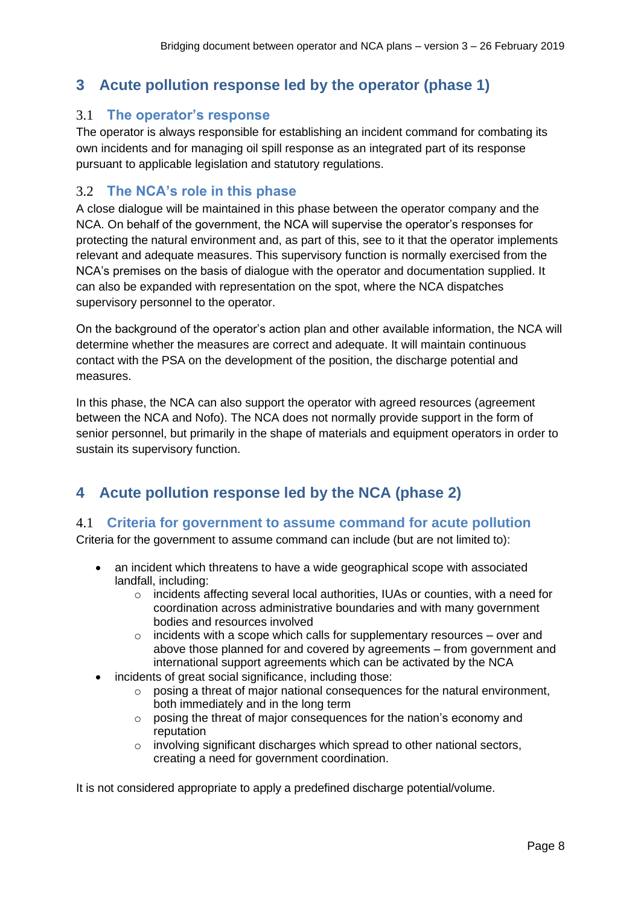# 3 Acute pollution response led by the operator (phase 1)

## 3.1 The operator's response

The operator is always responsible for establishing an incident command for combating its own incidents and for managing oil spill response as an integrated part of its response pursuant to applicable legislation and statutory regulations.

## 3.2 The NCA's role in this phase

A close dialogue will be maintained in this phase between the operator company and the NCA. On behalf of the government, the NCA will supervise the operator's responses for protecting the natural environment and, as part of this, see to it that the operator implements relevant and adequate measures. This supervisory function is normally exercised from the NCA's premises on the basis of dialogue with the operator and documentation supplied. It can also be expanded with representation on the spot, where the NCA dispatches supervisory personnel to the operator.

On the background of the operator's action plan and other available information, the NCA will determine whether the measures are correct and adequate. It will maintain continuous contact with the PSA on the development of the position, the discharge potential and measures.

In this phase, the NCA can also support the operator with agreed resources (agreement between the NCA and Nofo). The NCA does not normally provide support in the form of senior personnel, but primarily in the shape of materials and equipment operators in order to sustain its supervisory function.

# 4 Acute pollution response led by the NCA (phase 2)

## 4.1 Criteria for government to assume command for acute pollution

Criteria for the government to assume command can include (but are not limited to):

- an incident which threatens to have a wide geographical scope with associated landfall, including:
  - incidents affecting several local authorities, IUAs or counties, with a need for coordination across administrative boundaries and with many government bodies and resources involved
  - incidents with a scope which calls for supplementary resources – over and above those planned for and covered by agreements – from government and international support agreements which can be activated by the NCA
- incidents of great social significance, including those:
  - posing a threat of major national consequences for the natural environment, both immediately and in the long term
  - posing the threat of major consequences for the nation's economy and reputation
  - involving significant discharges which spread to other national sectors, creating a need for government coordination.

It is not considered appropriate to apply a predefined discharge potential/volume.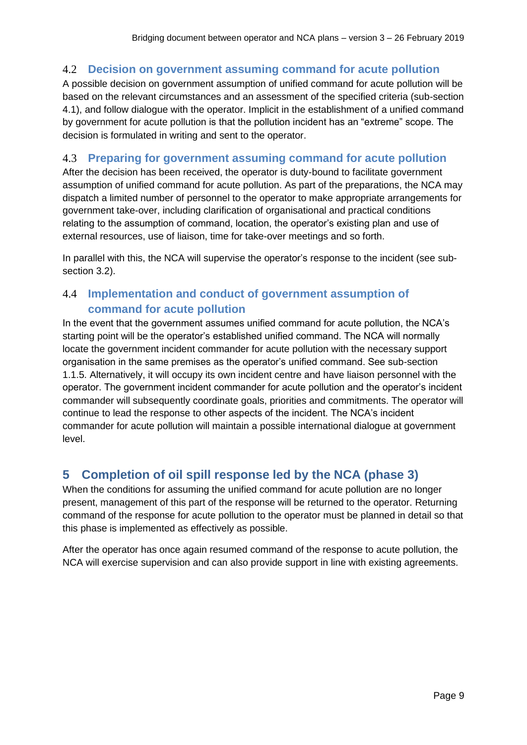### 4.2 Decision on government assuming command for acute pollution

A possible decision on government assumption of unified command for acute pollution will be based on the relevant circumstances and an assessment of the specified criteria (sub-section 4.1), and follow dialogue with the operator. Implicit in the establishment of a unified command by government for acute pollution is that the pollution incident has an "extreme" scope. The decision is formulated in writing and sent to the operator.

### 4.3 Preparing for government assuming command for acute pollution

After the decision has been received, the operator is duty-bound to facilitate government assumption of unified command for acute pollution. As part of the preparations, the NCA may dispatch a limited number of personnel to the operator to make appropriate arrangements for government take-over, including clarification of organisational and practical conditions relating to the assumption of command, location, the operator's existing plan and use of external resources, use of liaison, time for take-over meetings and so forth.

In parallel with this, the NCA will supervise the operator's response to the incident (see sub-section 3.2).

### 4.4 Implementation and conduct of government assumption of command for acute pollution

In the event that the government assumes unified command for acute pollution, the NCA's starting point will be the operator's established unified command. The NCA will normally locate the government incident commander for acute pollution with the necessary support organisation in the same premises as the operator's unified command. See sub-section 1.1.5. Alternatively, it will occupy its own incident centre and have liaison personnel with the operator. The government incident commander for acute pollution and the operator's incident commander will subsequently coordinate goals, priorities and commitments. The operator will continue to lead the response to other aspects of the incident. The NCA's incident commander for acute pollution will maintain a possible international dialogue at government level.

## 5 Completion of oil spill response led by the NCA (phase 3)

When the conditions for assuming the unified command for acute pollution are no longer present, management of this part of the response will be returned to the operator. Returning command of the response for acute pollution to the operator must be planned in detail so that this phase is implemented as effectively as possible.

After the operator has once again resumed command of the response to acute pollution, the NCA will exercise supervision and can also provide support in line with existing agreements.